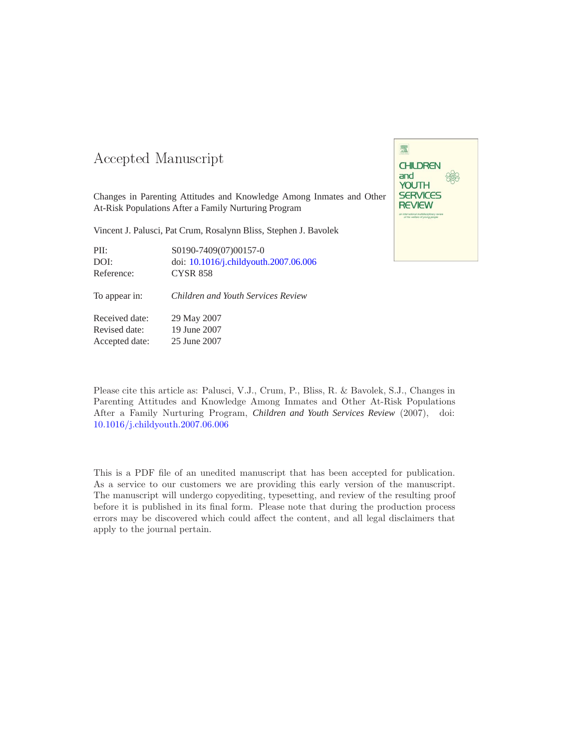# Accepted Manuscript

Changes in Parenting Attitudes and Knowledge Among Inmates and Other At-Risk Populations After a Family Nurturing Program

Vincent J. Palusci, Pat Crum, Rosalynn Bliss, Stephen J. Bavolek

| | |
|---|---|
| PII: | S0190-7409(07)00157-0 |
| DOI: | doi: 10.1016/j.childyouth.2007.06.006 |
| Reference: | CYSR 858 |
| To appear in: | *Children and Youth Services Review* |
| Received date: | 29 May 2007 |
| Revised date: | 19 June 2007 |
| Accepted date: | 25 June 2007 |

Please cite this article as: Palusci, V.J., Crum, P., Bliss, R. & Bavolek, S.J., Changes in Parenting Attitudes and Knowledge Among Inmates and Other At-Risk Populations After a Family Nurturing Program, *Children and Youth Services Review* (2007), doi: 10.1016/j.childyouth.2007.06.006

This is a PDF file of an unedited manuscript that has been accepted for publication. As a service to our customers we are providing this early version of the manuscript. The manuscript will undergo copyediting, typesetting, and review of the resulting proof before it is published in its final form. Please note that during the production process errors may be discovered which could affect the content, and all legal disclaimers that apply to the journal pertain.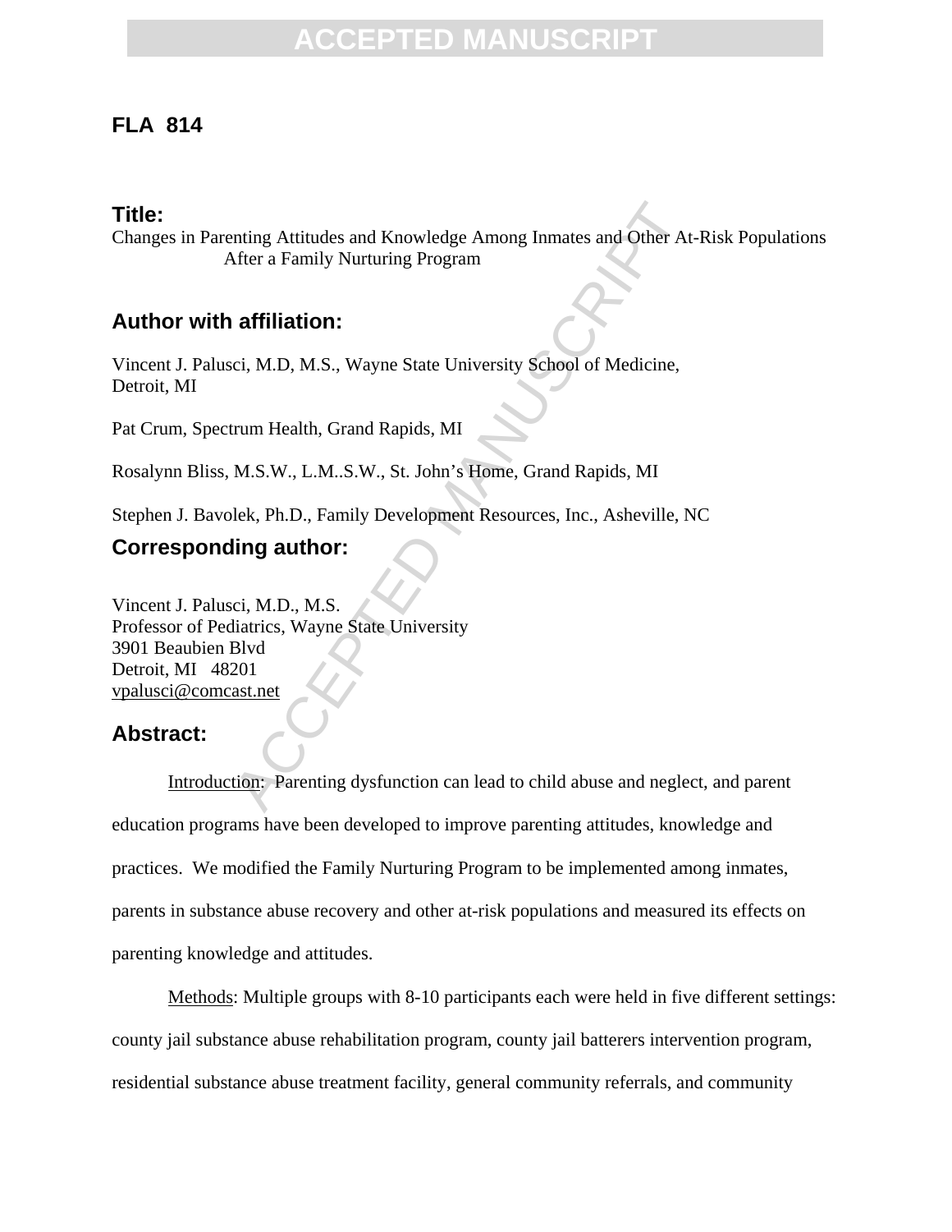**FLA 814**

## Title:

Changes in Parenting Attitudes and Knowledge Among Inmates and Other At-Risk Populations After a Family Nurturing Program

## Author with affiliation:

Vincent J. Palusci, M.D, M.S., Wayne State University School of Medicine, Detroit, MI

Pat Crum, Spectrum Health, Grand Rapids, MI

Rosalynn Bliss, M.S.W., L.M..S.W., St. John's Home, Grand Rapids, MI

Stephen J. Bavolek, Ph.D., Family Development Resources, Inc., Asheville, NC

## Corresponding author:

Vincent J. Palusci, M.D., M.S.
Professor of Pediatrics, Wayne State University
3901 Beaubien Blvd
Detroit, MI 48201
vpalusci@comcast.net

## Abstract:

Introduction: Parenting dysfunction can lead to child abuse and neglect, and parent education programs have been developed to improve parenting attitudes, knowledge and practices. We modified the Family Nurturing Program to be implemented among inmates, parents in substance abuse recovery and other at-risk populations and measured its effects on parenting knowledge and attitudes.

Methods: Multiple groups with 8-10 participants each were held in five different settings: county jail substance abuse rehabilitation program, county jail batterers intervention program, residential substance abuse treatment facility, general community referrals, and community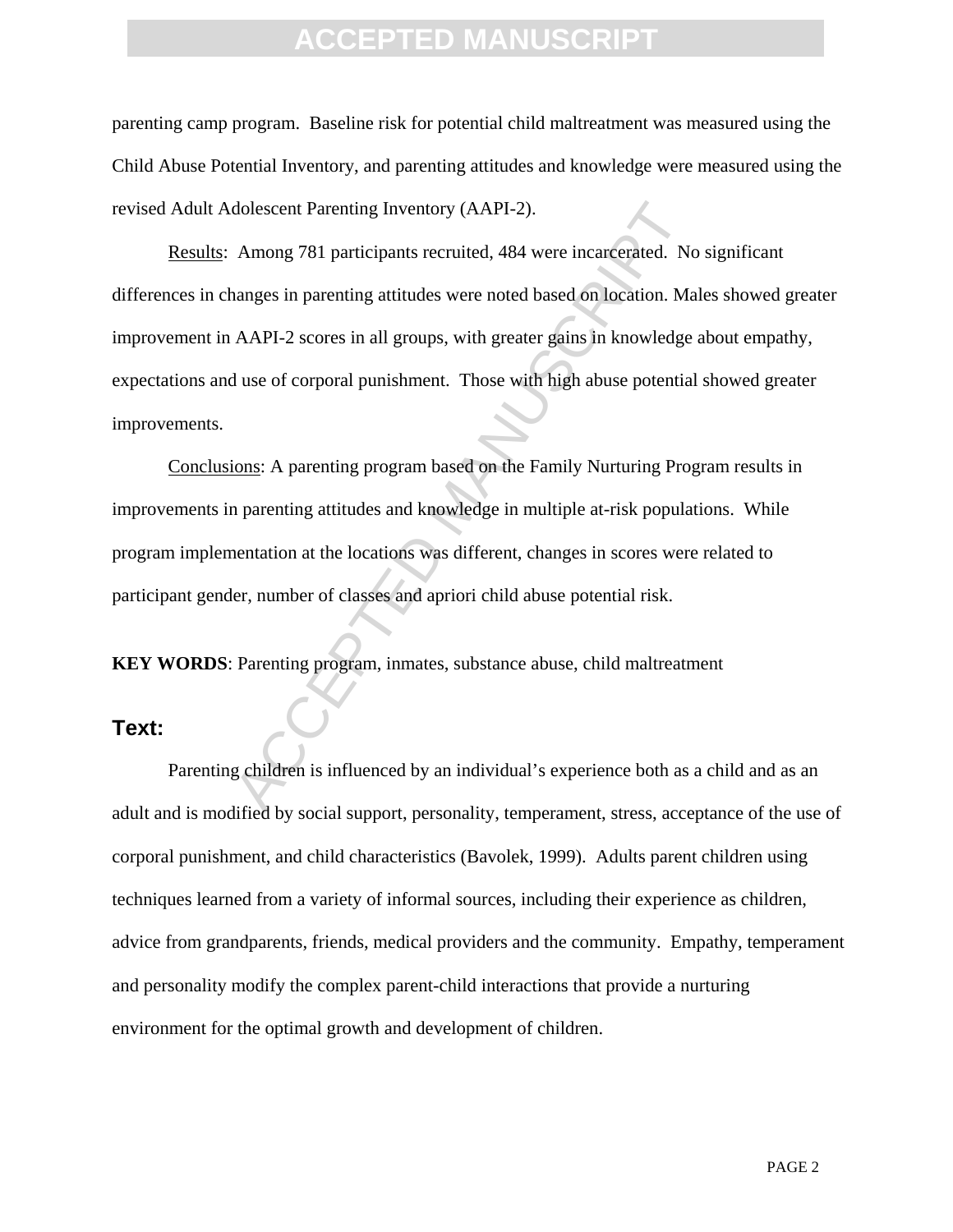parenting camp program. Baseline risk for potential child maltreatment was measured using the Child Abuse Potential Inventory, and parenting attitudes and knowledge were measured using the revised Adult Adolescent Parenting Inventory (AAPI-2).

Results: Among 781 participants recruited, 484 were incarcerated. No significant differences in changes in parenting attitudes were noted based on location. Males showed greater improvement in AAPI-2 scores in all groups, with greater gains in knowledge about empathy, expectations and use of corporal punishment. Those with high abuse potential showed greater improvements.

Conclusions: A parenting program based on the Family Nurturing Program results in improvements in parenting attitudes and knowledge in multiple at-risk populations. While program implementation at the locations was different, changes in scores were related to participant gender, number of classes and apriori child abuse potential risk.

**KEY WORDS**: Parenting program, inmates, substance abuse, child maltreatment

## Text:

Parenting children is influenced by an individual's experience both as a child and as an adult and is modified by social support, personality, temperament, stress, acceptance of the use of corporal punishment, and child characteristics (Bavolek, 1999). Adults parent children using techniques learned from a variety of informal sources, including their experience as children, advice from grandparents, friends, medical providers and the community. Empathy, temperament and personality modify the complex parent-child interactions that provide a nurturing environment for the optimal growth and development of children.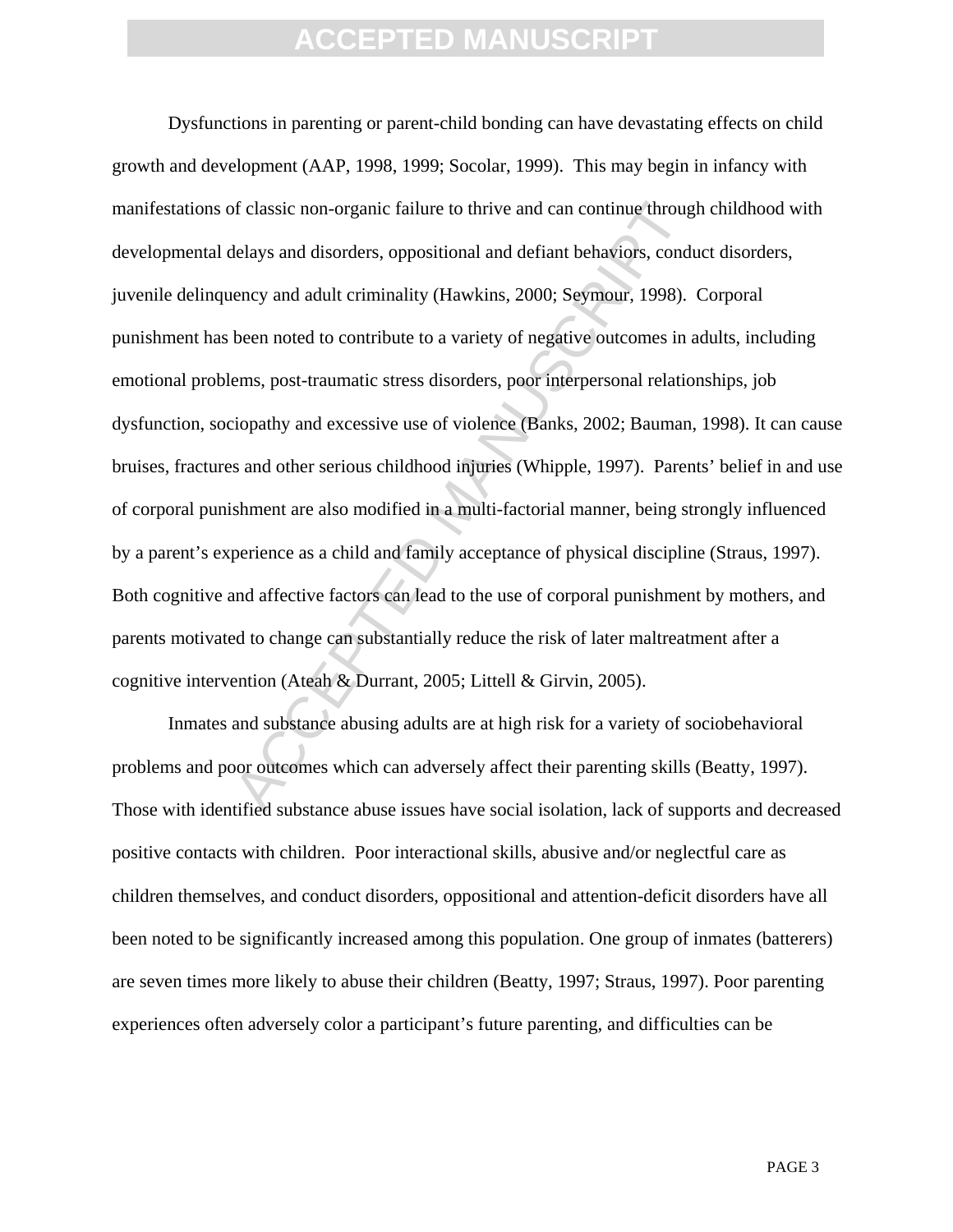Dysfunctions in parenting or parent-child bonding can have devastating effects on child growth and development (AAP, 1998, 1999; Socolar, 1999). This may begin in infancy with manifestations of classic non-organic failure to thrive and can continue through childhood with developmental delays and disorders, oppositional and defiant behaviors, conduct disorders, juvenile delinquency and adult criminality (Hawkins, 2000; Seymour, 1998). Corporal punishment has been noted to contribute to a variety of negative outcomes in adults, including emotional problems, post-traumatic stress disorders, poor interpersonal relationships, job dysfunction, sociopathy and excessive use of violence (Banks, 2002; Bauman, 1998). It can cause bruises, fractures and other serious childhood injuries (Whipple, 1997). Parents' belief in and use of corporal punishment are also modified in a multi-factorial manner, being strongly influenced by a parent's experience as a child and family acceptance of physical discipline (Straus, 1997). Both cognitive and affective factors can lead to the use of corporal punishment by mothers, and parents motivated to change can substantially reduce the risk of later maltreatment after a cognitive intervention (Ateah & Durrant, 2005; Littell & Girvin, 2005).

Inmates and substance abusing adults are at high risk for a variety of sociobehavioral problems and poor outcomes which can adversely affect their parenting skills (Beatty, 1997). Those with identified substance abuse issues have social isolation, lack of supports and decreased positive contacts with children. Poor interactional skills, abusive and/or neglectful care as children themselves, and conduct disorders, oppositional and attention-deficit disorders have all been noted to be significantly increased among this population. One group of inmates (batterers) are seven times more likely to abuse their children (Beatty, 1997; Straus, 1997). Poor parenting experiences often adversely color a participant's future parenting, and difficulties can be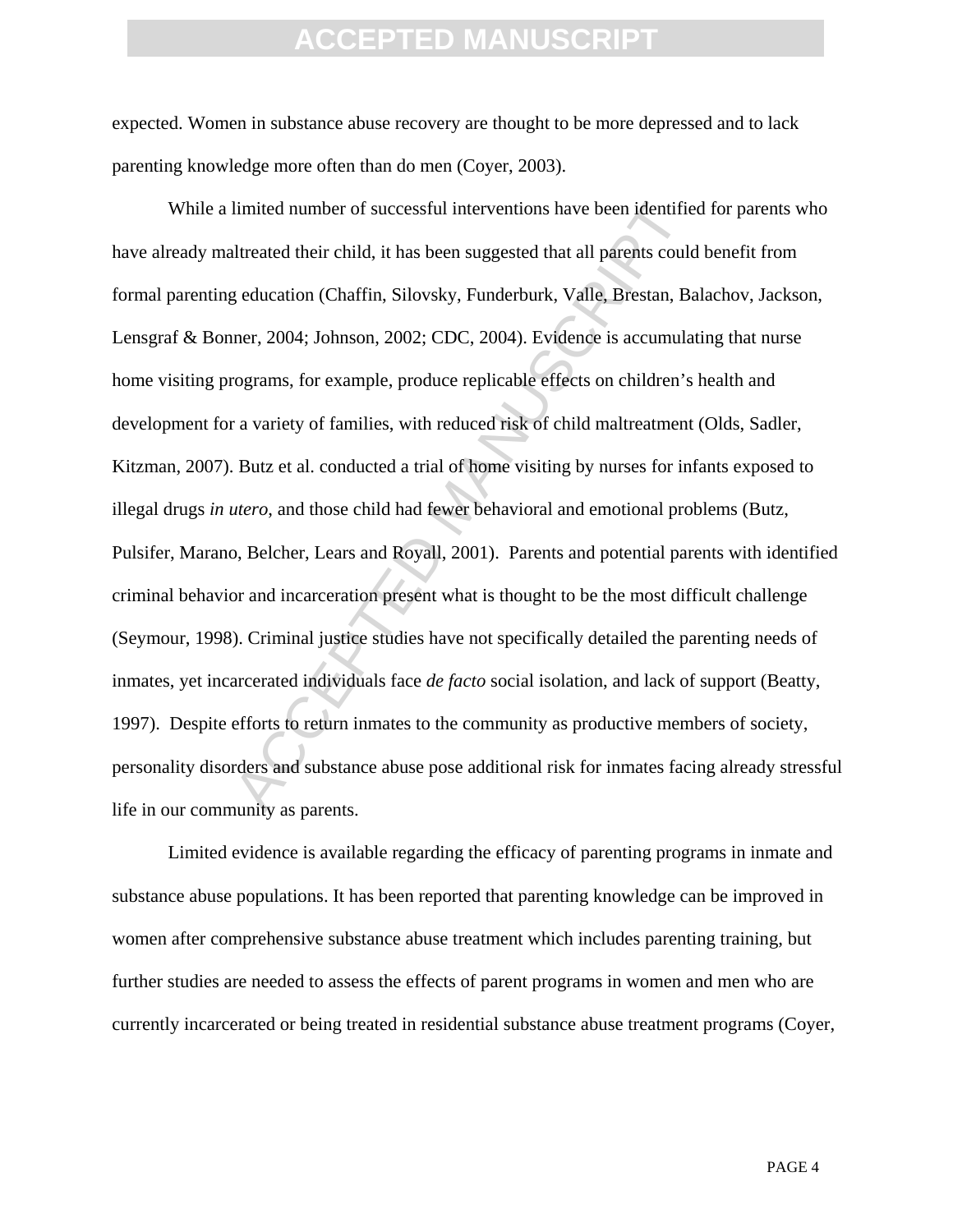expected. Women in substance abuse recovery are thought to be more depressed and to lack parenting knowledge more often than do men (Coyer, 2003).

While a limited number of successful interventions have been identified for parents who have already maltreated their child, it has been suggested that all parents could benefit from formal parenting education (Chaffin, Silovsky, Funderburk, Valle, Brestan, Balachov, Jackson, Lensgraf & Bonner, 2004; Johnson, 2002; CDC, 2004). Evidence is accumulating that nurse home visiting programs, for example, produce replicable effects on children's health and development for a variety of families, with reduced risk of child maltreatment (Olds, Sadler, Kitzman, 2007). Butz et al. conducted a trial of home visiting by nurses for infants exposed to illegal drugs *in utero*, and those child had fewer behavioral and emotional problems (Butz, Pulsifer, Marano, Belcher, Lears and Royall, 2001). Parents and potential parents with identified criminal behavior and incarceration present what is thought to be the most difficult challenge (Seymour, 1998). Criminal justice studies have not specifically detailed the parenting needs of inmates, yet incarcerated individuals face *de facto* social isolation, and lack of support (Beatty, 1997). Despite efforts to return inmates to the community as productive members of society, personality disorders and substance abuse pose additional risk for inmates facing already stressful life in our community as parents.

Limited evidence is available regarding the efficacy of parenting programs in inmate and substance abuse populations. It has been reported that parenting knowledge can be improved in women after comprehensive substance abuse treatment which includes parenting training, but further studies are needed to assess the effects of parent programs in women and men who are currently incarcerated or being treated in residential substance abuse treatment programs (Coyer,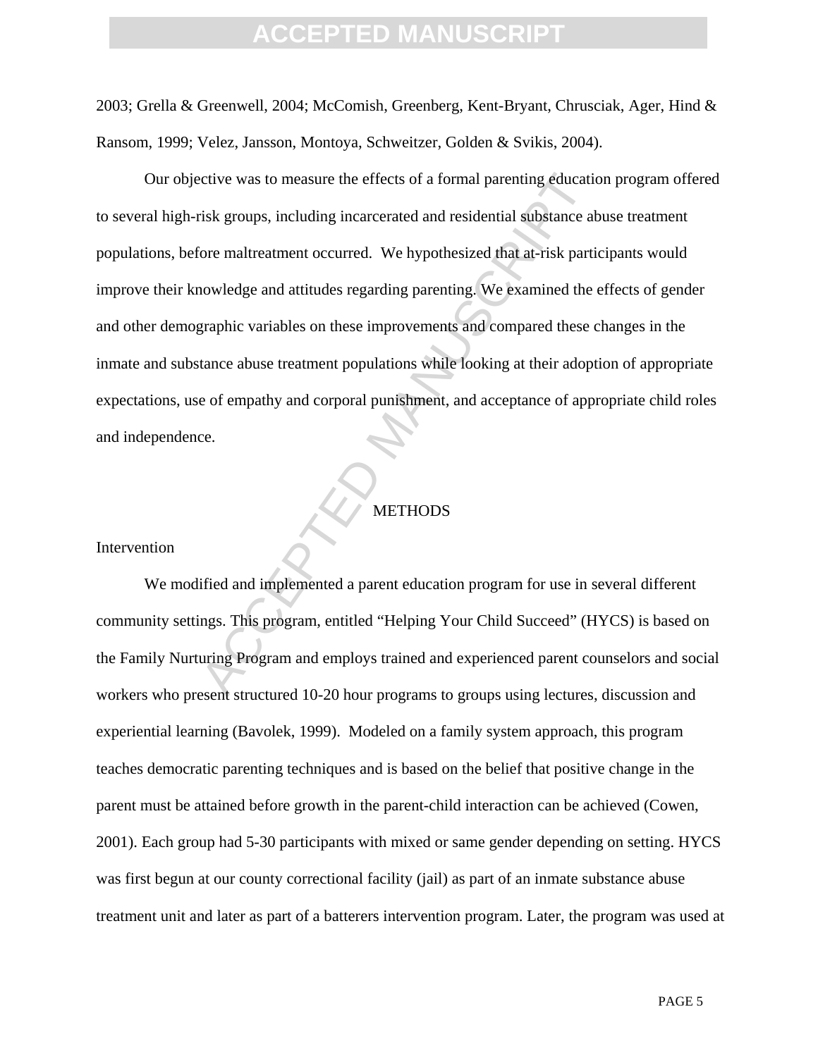2003; Grella & Greenwell, 2004; McComish, Greenberg, Kent-Bryant, Chrusciak, Ager, Hind & Ransom, 1999; Velez, Jansson, Montoya, Schweitzer, Golden & Svikis, 2004).

Our objective was to measure the effects of a formal parenting education program offered to several high-risk groups, including incarcerated and residential substance abuse treatment populations, before maltreatment occurred. We hypothesized that at-risk participants would improve their knowledge and attitudes regarding parenting. We examined the effects of gender and other demographic variables on these improvements and compared these changes in the inmate and substance abuse treatment populations while looking at their adoption of appropriate expectations, use of empathy and corporal punishment, and acceptance of appropriate child roles and independence.

## METHODS

### Intervention

We modified and implemented a parent education program for use in several different community settings. This program, entitled "Helping Your Child Succeed" (HYCS) is based on the Family Nurturing Program and employs trained and experienced parent counselors and social workers who present structured 10-20 hour programs to groups using lectures, discussion and experiential learning (Bavolek, 1999). Modeled on a family system approach, this program teaches democratic parenting techniques and is based on the belief that positive change in the parent must be attained before growth in the parent-child interaction can be achieved (Cowen, 2001). Each group had 5-30 participants with mixed or same gender depending on setting. HYCS was first begun at our county correctional facility (jail) as part of an inmate substance abuse treatment unit and later as part of a batterers intervention program. Later, the program was used at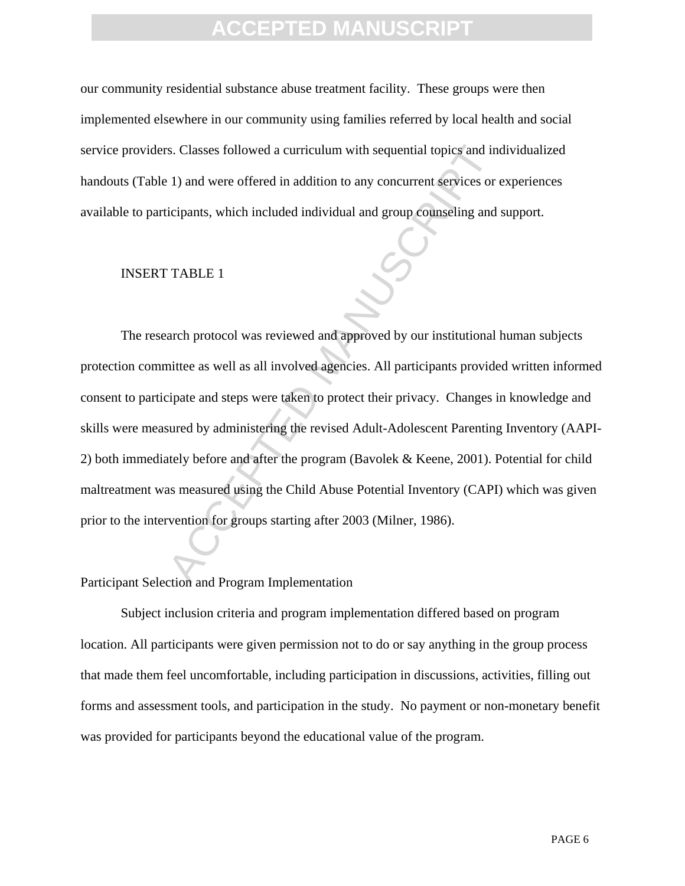our community residential substance abuse treatment facility.  These groups were then implemented elsewhere in our community using families referred by local health and social service providers. Classes followed a curriculum with sequential topics and individualized handouts (Table 1) and were offered in addition to any concurrent services or experiences available to participants, which included individual and group counseling and support.

INSERT TABLE 1

The research protocol was reviewed and approved by our institutional human subjects protection committee as well as all involved agencies. All participants provided written informed consent to participate and steps were taken to protect their privacy.  Changes in knowledge and skills were measured by administering the revised Adult-Adolescent Parenting Inventory (AAPI-2) both immediately before and after the program (Bavolek & Keene, 2001). Potential for child maltreatment was measured using the Child Abuse Potential Inventory (CAPI) which was given prior to the intervention for groups starting after 2003 (Milner, 1986).

Participant Selection and Program Implementation

Subject inclusion criteria and program implementation differed based on program location. All participants were given permission not to do or say anything in the group process that made them feel uncomfortable, including participation in discussions, activities, filling out forms and assessment tools, and participation in the study.  No payment or non-monetary benefit was provided for participants beyond the educational value of the program.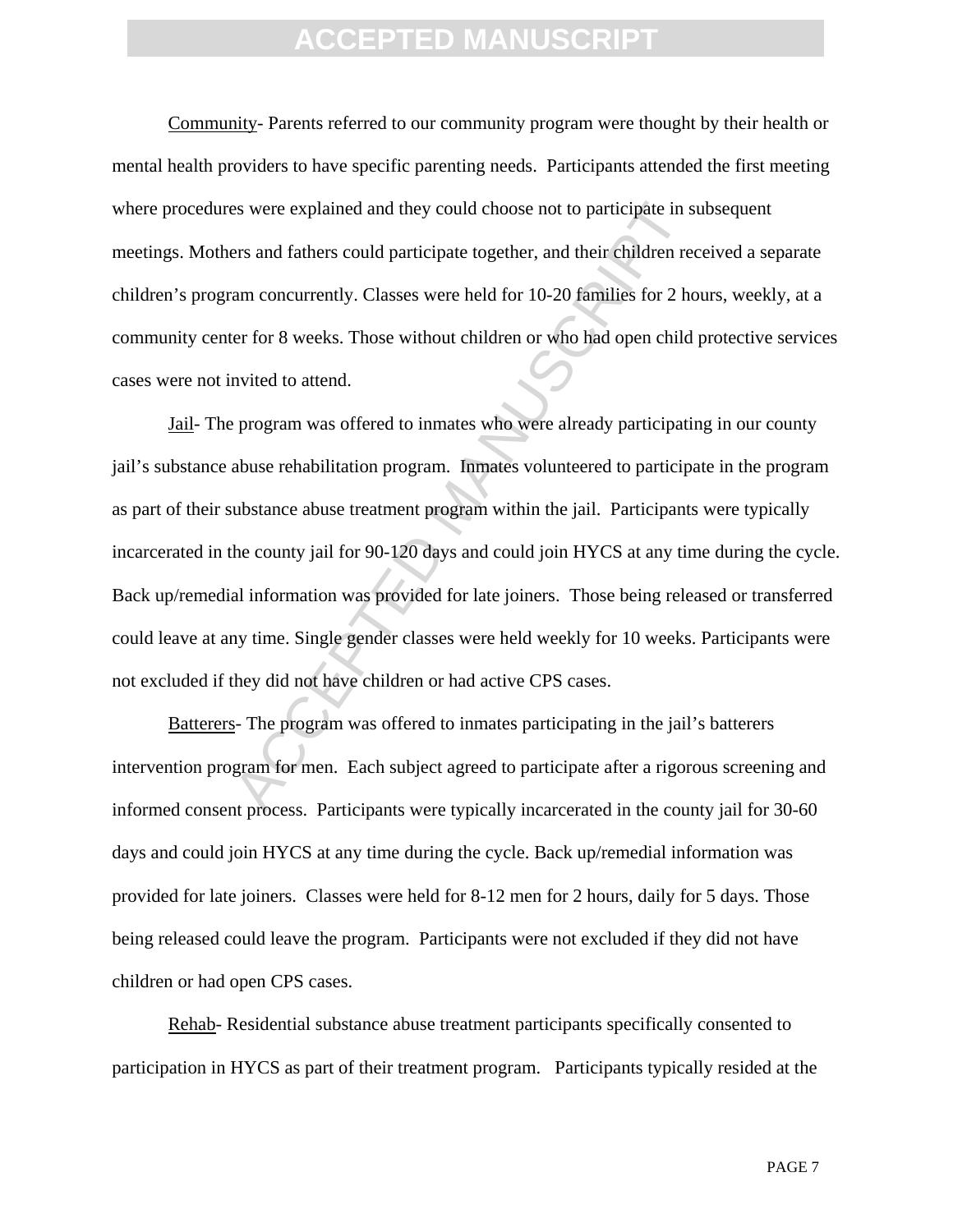Community- Parents referred to our community program were thought by their health or mental health providers to have specific parenting needs. Participants attended the first meeting where procedures were explained and they could choose not to participate in subsequent meetings. Mothers and fathers could participate together, and their children received a separate children's program concurrently. Classes were held for 10-20 families for 2 hours, weekly, at a community center for 8 weeks. Those without children or who had open child protective services cases were not invited to attend.

Jail- The program was offered to inmates who were already participating in our county jail's substance abuse rehabilitation program. Inmates volunteered to participate in the program as part of their substance abuse treatment program within the jail. Participants were typically incarcerated in the county jail for 90-120 days and could join HYCS at any time during the cycle. Back up/remedial information was provided for late joiners. Those being released or transferred could leave at any time. Single gender classes were held weekly for 10 weeks. Participants were not excluded if they did not have children or had active CPS cases.

Batterers- The program was offered to inmates participating in the jail's batterers intervention program for men. Each subject agreed to participate after a rigorous screening and informed consent process. Participants were typically incarcerated in the county jail for 30-60 days and could join HYCS at any time during the cycle. Back up/remedial information was provided for late joiners. Classes were held for 8-12 men for 2 hours, daily for 5 days. Those being released could leave the program. Participants were not excluded if they did not have children or had open CPS cases.

Rehab- Residential substance abuse treatment participants specifically consented to participation in HYCS as part of their treatment program. Participants typically resided at the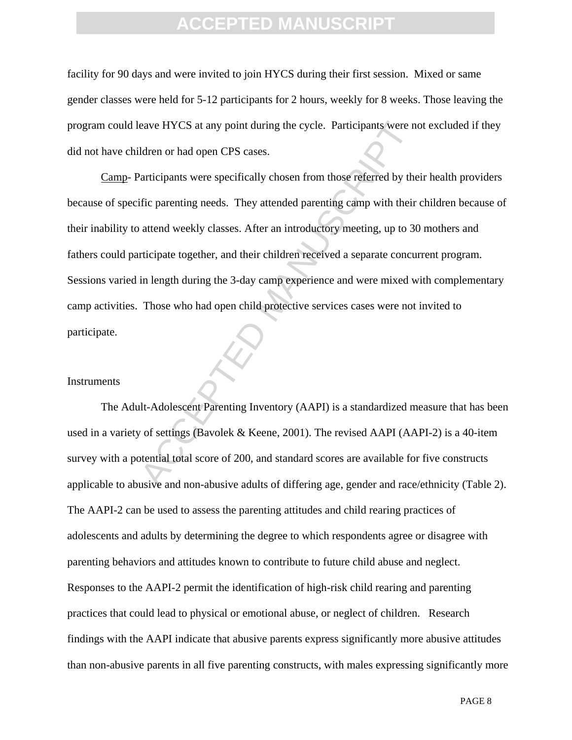facility for 90 days and were invited to join HYCS during their first session. Mixed or same gender classes were held for 5-12 participants for 2 hours, weekly for 8 weeks. Those leaving the program could leave HYCS at any point during the cycle. Participants were not excluded if they did not have children or had open CPS cases.

Camp- Participants were specifically chosen from those referred by their health providers because of specific parenting needs. They attended parenting camp with their children because of their inability to attend weekly classes. After an introductory meeting, up to 30 mothers and fathers could participate together, and their children received a separate concurrent program. Sessions varied in length during the 3-day camp experience and were mixed with complementary camp activities. Those who had open child protective services cases were not invited to participate.

Instruments

The Adult-Adolescent Parenting Inventory (AAPI) is a standardized measure that has been used in a variety of settings (Bavolek & Keene, 2001). The revised AAPI (AAPI-2) is a 40-item survey with a potential total score of 200, and standard scores are available for five constructs applicable to abusive and non-abusive adults of differing age, gender and race/ethnicity (Table 2). The AAPI-2 can be used to assess the parenting attitudes and child rearing practices of adolescents and adults by determining the degree to which respondents agree or disagree with parenting behaviors and attitudes known to contribute to future child abuse and neglect. Responses to the AAPI-2 permit the identification of high-risk child rearing and parenting practices that could lead to physical or emotional abuse, or neglect of children. Research findings with the AAPI indicate that abusive parents express significantly more abusive attitudes than non-abusive parents in all five parenting constructs, with males expressing significantly more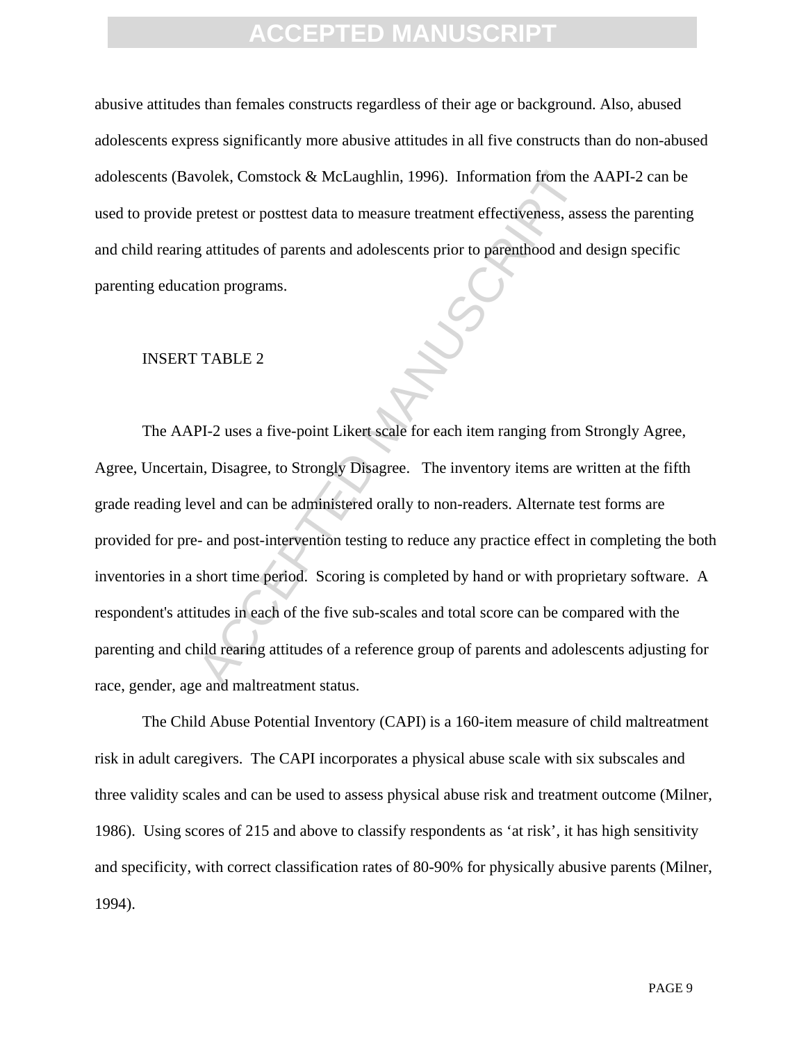abusive attitudes than females constructs regardless of their age or background. Also, abused adolescents express significantly more abusive attitudes in all five constructs than do non-abused adolescents (Bavolek, Comstock & McLaughlin, 1996). Information from the AAPI-2 can be used to provide pretest or posttest data to measure treatment effectiveness, assess the parenting and child rearing attitudes of parents and adolescents prior to parenthood and design specific parenting education programs.

INSERT TABLE 2

The AAPI-2 uses a five-point Likert scale for each item ranging from Strongly Agree, Agree, Uncertain, Disagree, to Strongly Disagree. The inventory items are written at the fifth grade reading level and can be administered orally to non-readers. Alternate test forms are provided for pre- and post-intervention testing to reduce any practice effect in completing the both inventories in a short time period. Scoring is completed by hand or with proprietary software. A respondent's attitudes in each of the five sub-scales and total score can be compared with the parenting and child rearing attitudes of a reference group of parents and adolescents adjusting for race, gender, age and maltreatment status.

The Child Abuse Potential Inventory (CAPI) is a 160-item measure of child maltreatment risk in adult caregivers. The CAPI incorporates a physical abuse scale with six subscales and three validity scales and can be used to assess physical abuse risk and treatment outcome (Milner, 1986). Using scores of 215 and above to classify respondents as ‘at risk’, it has high sensitivity and specificity, with correct classification rates of 80-90% for physically abusive parents (Milner, 1994).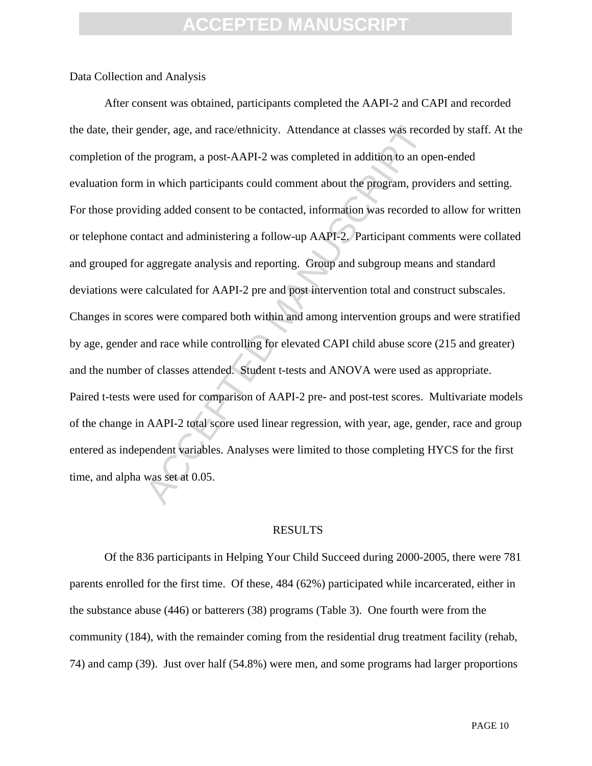Data Collection and Analysis

After consent was obtained, participants completed the AAPI-2 and CAPI and recorded the date, their gender, age, and race/ethnicity. Attendance at classes was recorded by staff. At the completion of the program, a post-AAPI-2 was completed in addition to an open-ended evaluation form in which participants could comment about the program, providers and setting. For those providing added consent to be contacted, information was recorded to allow for written or telephone contact and administering a follow-up AAPI-2. Participant comments were collated and grouped for aggregate analysis and reporting. Group and subgroup means and standard deviations were calculated for AAPI-2 pre and post intervention total and construct subscales. Changes in scores were compared both within and among intervention groups and were stratified by age, gender and race while controlling for elevated CAPI child abuse score (215 and greater) and the number of classes attended. Student t-tests and ANOVA were used as appropriate. Paired t-tests were used for comparison of AAPI-2 pre- and post-test scores. Multivariate models of the change in AAPI-2 total score used linear regression, with year, age, gender, race and group entered as independent variables. Analyses were limited to those completing HYCS for the first time, and alpha was set at 0.05.

# RESULTS

Of the 836 participants in Helping Your Child Succeed during 2000-2005, there were 781 parents enrolled for the first time. Of these, 484 (62%) participated while incarcerated, either in the substance abuse (446) or batterers (38) programs (Table 3). One fourth were from the community (184), with the remainder coming from the residential drug treatment facility (rehab, 74) and camp (39). Just over half (54.8%) were men, and some programs had larger proportions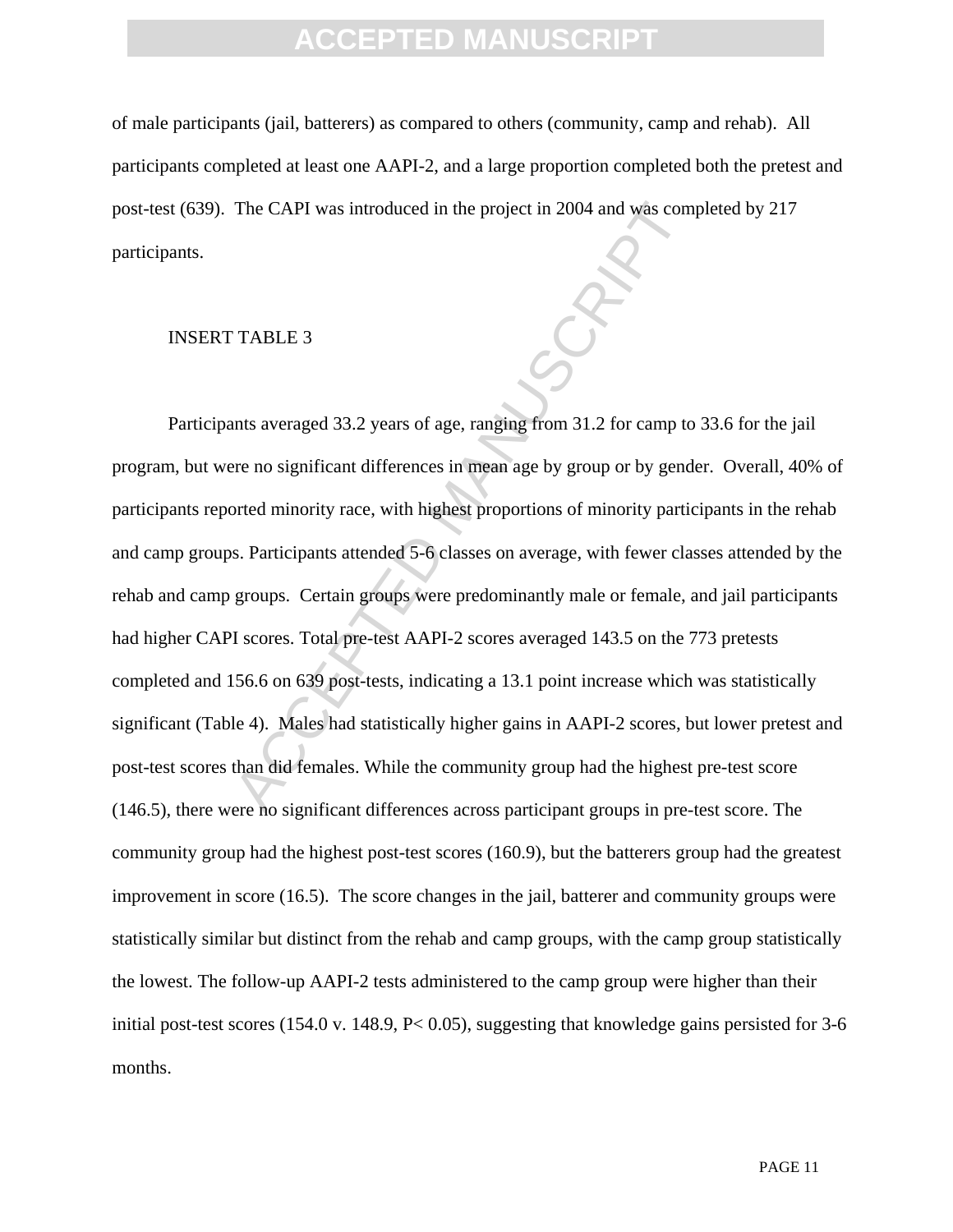of male participants (jail, batterers) as compared to others (community, camp and rehab). All participants completed at least one AAPI-2, and a large proportion completed both the pretest and post-test (639). The CAPI was introduced in the project in 2004 and was completed by 217 participants.

INSERT TABLE 3

Participants averaged 33.2 years of age, ranging from 31.2 for camp to 33.6 for the jail program, but were no significant differences in mean age by group or by gender. Overall, 40% of participants reported minority race, with highest proportions of minority participants in the rehab and camp groups. Participants attended 5-6 classes on average, with fewer classes attended by the rehab and camp groups. Certain groups were predominantly male or female, and jail participants had higher CAPI scores. Total pre-test AAPI-2 scores averaged 143.5 on the 773 pretests completed and 156.6 on 639 post-tests, indicating a 13.1 point increase which was statistically significant (Table 4). Males had statistically higher gains in AAPI-2 scores, but lower pretest and post-test scores than did females. While the community group had the highest pre-test score (146.5), there were no significant differences across participant groups in pre-test score. The community group had the highest post-test scores (160.9), but the batterers group had the greatest improvement in score (16.5). The score changes in the jail, batterer and community groups were statistically similar but distinct from the rehab and camp groups, with the camp group statistically the lowest. The follow-up AAPI-2 tests administered to the camp group were higher than their initial post-test scores (154.0 v. 148.9, $P < 0.05$), suggesting that knowledge gains persisted for 3-6 months.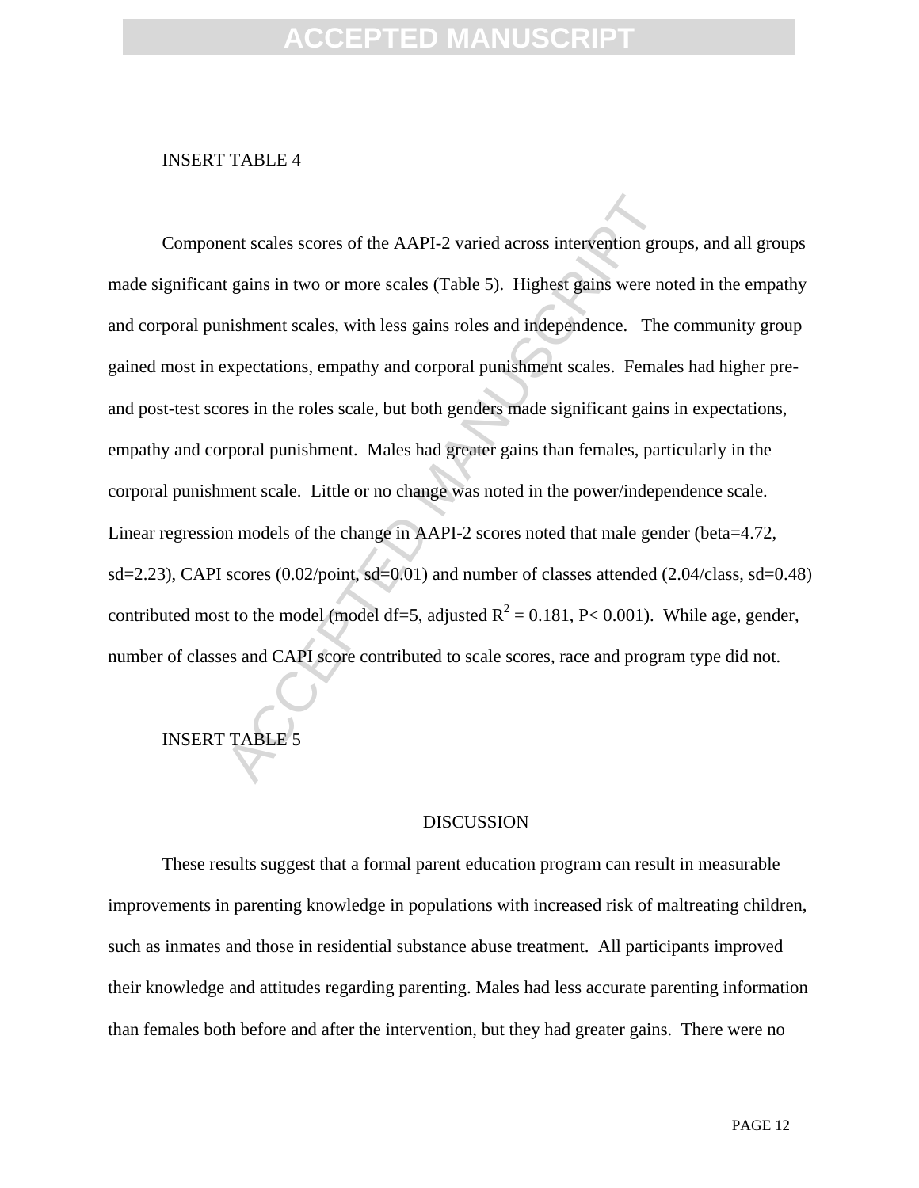INSERT TABLE 4

Component scales scores of the AAPI-2 varied across intervention groups, and all groups made significant gains in two or more scales (Table 5). Highest gains were noted in the empathy and corporal punishment scales, with less gains roles and independence. The community group gained most in expectations, empathy and corporal punishment scales. Females had higher pre- and post-test scores in the roles scale, but both genders made significant gains in expectations, empathy and corporal punishment. Males had greater gains than females, particularly in the corporal punishment scale. Little or no change was noted in the power/independence scale. Linear regression models of the change in AAPI-2 scores noted that male gender (beta=4.72, sd=2.23), CAPI scores (0.02/point, sd=0.01) and number of classes attended (2.04/class, sd=0.48) contributed most to the model (model df=5, adjusted $R^2 = 0.181$, $P < 0.001$). While age, gender, number of classes and CAPI score contributed to scale scores, race and program type did not.

INSERT TABLE 5

## DISCUSSION

These results suggest that a formal parent education program can result in measurable improvements in parenting knowledge in populations with increased risk of maltreating children, such as inmates and those in residential substance abuse treatment. All participants improved their knowledge and attitudes regarding parenting. Males had less accurate parenting information than females both before and after the intervention, but they had greater gains. There were no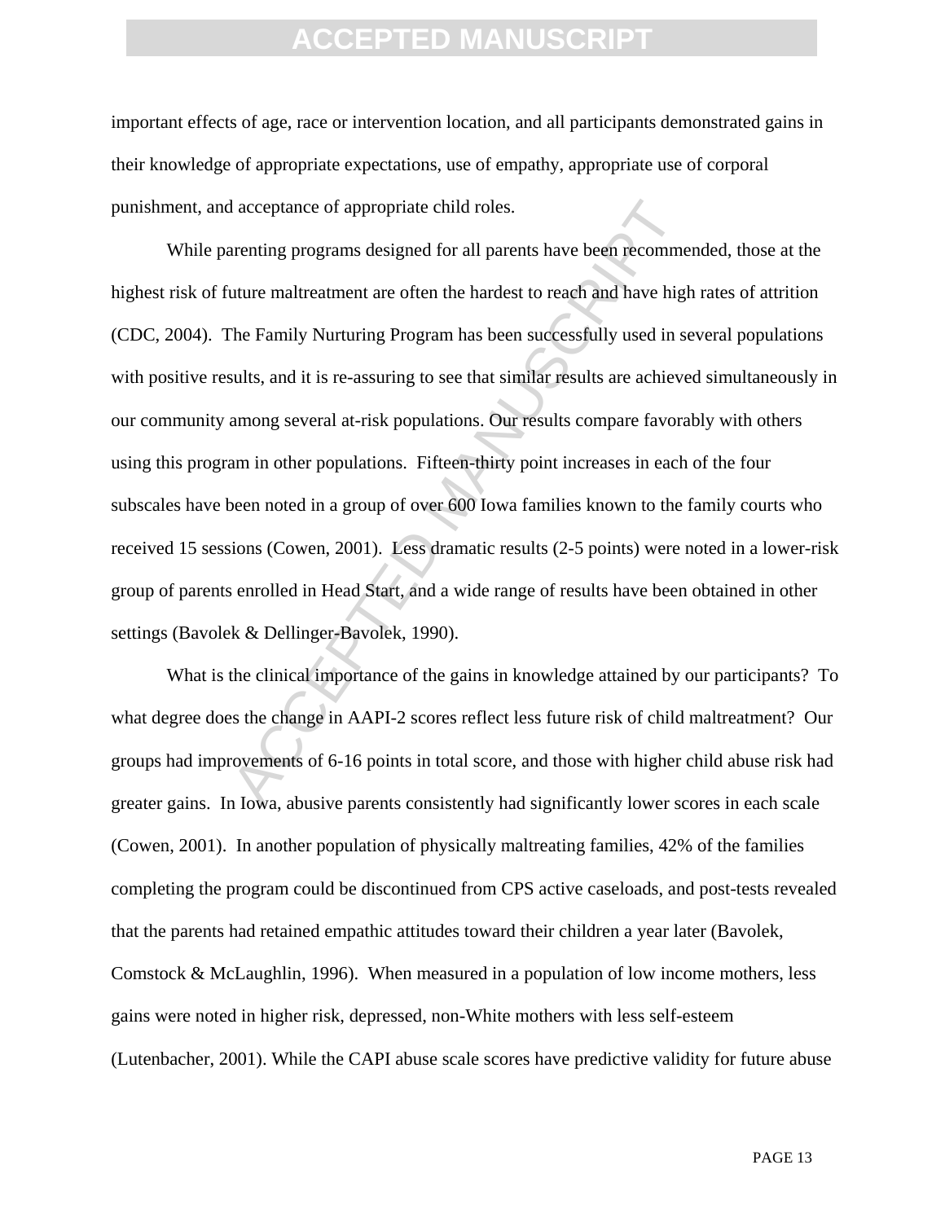important effects of age, race or intervention location, and all participants demonstrated gains in their knowledge of appropriate expectations, use of empathy, appropriate use of corporal punishment, and acceptance of appropriate child roles.

While parenting programs designed for all parents have been recommended, those at the highest risk of future maltreatment are often the hardest to reach and have high rates of attrition (CDC, 2004). The Family Nurturing Program has been successfully used in several populations with positive results, and it is re-assuring to see that similar results are achieved simultaneously in our community among several at-risk populations. Our results compare favorably with others using this program in other populations. Fifteen-thirty point increases in each of the four subscales have been noted in a group of over 600 Iowa families known to the family courts who received 15 sessions (Cowen, 2001). Less dramatic results (2-5 points) were noted in a lower-risk group of parents enrolled in Head Start, and a wide range of results have been obtained in other settings (Bavolek & Dellinger-Bavolek, 1990).

What is the clinical importance of the gains in knowledge attained by our participants? To what degree does the change in AAPI-2 scores reflect less future risk of child maltreatment? Our groups had improvements of 6-16 points in total score, and those with higher child abuse risk had greater gains. In Iowa, abusive parents consistently had significantly lower scores in each scale (Cowen, 2001). In another population of physically maltreating families, 42% of the families completing the program could be discontinued from CPS active caseloads, and post-tests revealed that the parents had retained empathic attitudes toward their children a year later (Bavolek, Comstock & McLaughlin, 1996). When measured in a population of low income mothers, less gains were noted in higher risk, depressed, non-White mothers with less self-esteem (Lutenbacher, 2001). While the CAPI abuse scale scores have predictive validity for future abuse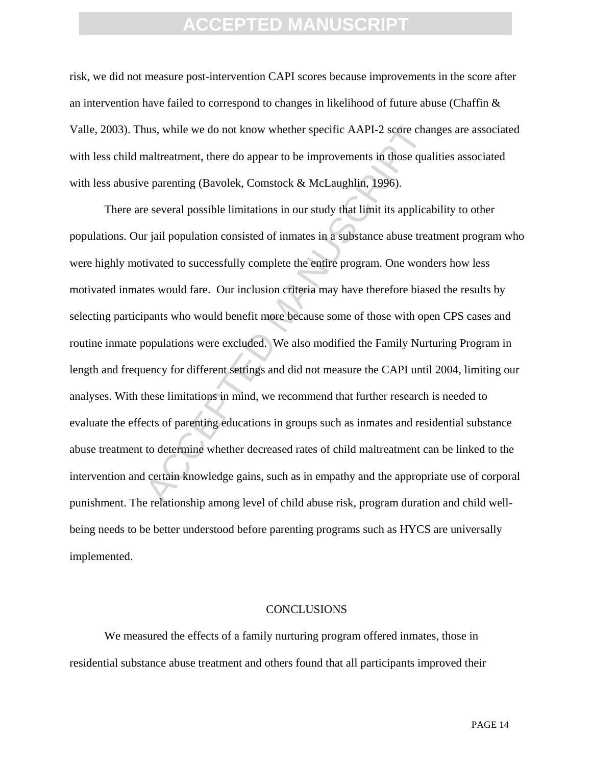risk, we did not measure post-intervention CAPI scores because improvements in the score after an intervention have failed to correspond to changes in likelihood of future abuse (Chaffin & Valle, 2003). Thus, while we do not know whether specific AAPI-2 score changes are associated with less child maltreatment, there do appear to be improvements in those qualities associated with less abusive parenting (Bavolek, Comstock & McLaughlin, 1996).

There are several possible limitations in our study that limit its applicability to other populations. Our jail population consisted of inmates in a substance abuse treatment program who were highly motivated to successfully complete the entire program. One wonders how less motivated inmates would fare. Our inclusion criteria may have therefore biased the results by selecting participants who would benefit more because some of those with open CPS cases and routine inmate populations were excluded. We also modified the Family Nurturing Program in length and frequency for different settings and did not measure the CAPI until 2004, limiting our analyses. With these limitations in mind, we recommend that further research is needed to evaluate the effects of parenting educations in groups such as inmates and residential substance abuse treatment to determine whether decreased rates of child maltreatment can be linked to the intervention and certain knowledge gains, such as in empathy and the appropriate use of corporal punishment. The relationship among level of child abuse risk, program duration and child well-being needs to be better understood before parenting programs such as HYCS are universally implemented.

## CONCLUSIONS

We measured the effects of a family nurturing program offered inmates, those in residential substance abuse treatment and others found that all participants improved their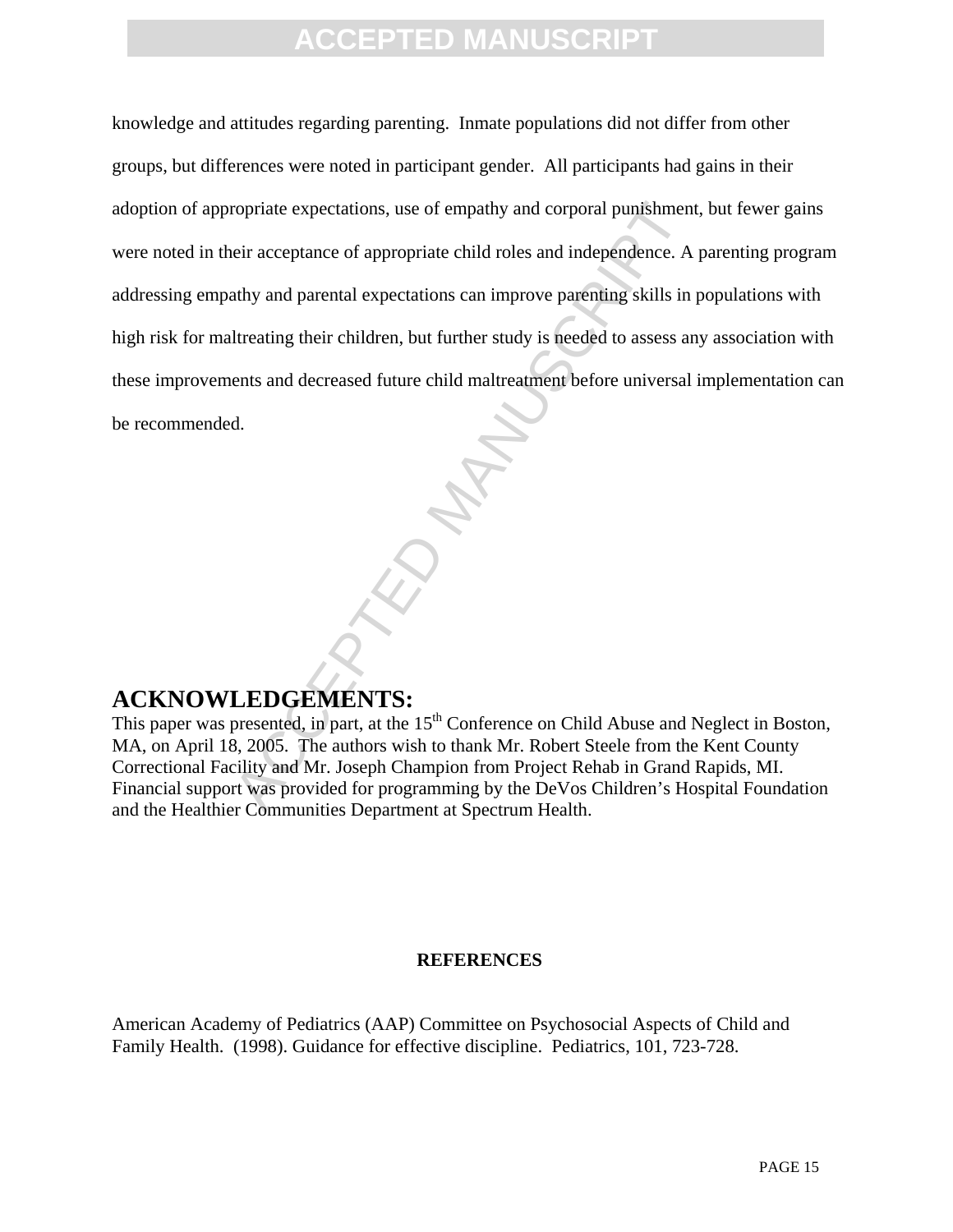knowledge and attitudes regarding parenting. Inmate populations did not differ from other groups, but differences were noted in participant gender. All participants had gains in their adoption of appropriate expectations, use of empathy and corporal punishment, but fewer gains were noted in their acceptance of appropriate child roles and independence. A parenting program addressing empathy and parental expectations can improve parenting skills in populations with high risk for maltreating their children, but further study is needed to assess any association with these improvements and decreased future child maltreatment before universal implementation can be recommended.

## ACKNOWLEDGEMENTS:

This paper was presented, in part, at the 15th Conference on Child Abuse and Neglect in Boston, MA, on April 18, 2005. The authors wish to thank Mr. Robert Steele from the Kent County Correctional Facility and Mr. Joseph Champion from Project Rehab in Grand Rapids, MI. Financial support was provided for programming by the DeVos Children's Hospital Foundation and the Healthier Communities Department at Spectrum Health.

## REFERENCES

American Academy of Pediatrics (AAP) Committee on Psychosocial Aspects of Child and Family Health. (1998). Guidance for effective discipline. Pediatrics, 101, 723-728.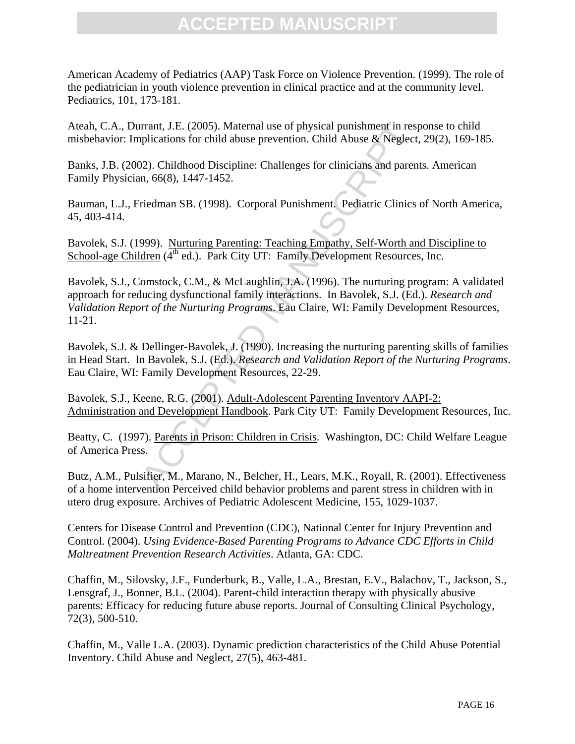American Academy of Pediatrics (AAP) Task Force on Violence Prevention. (1999). The role of the pediatrician in youth violence prevention in clinical practice and at the community level. Pediatrics, 101, 173-181.

Ateah, C.A., Durrant, J.E. (2005). Maternal use of physical punishment in response to child misbehavior: Implications for child abuse prevention. Child Abuse & Neglect, 29(2), 169-185.

Banks, J.B. (2002). Childhood Discipline: Challenges for clinicians and parents. American Family Physician, 66(8), 1447-1452.

Bauman, L.J., Friedman SB. (1998). Corporal Punishment. Pediatric Clinics of North America, 45, 403-414.

Bavolek, S.J. (1999). Nurturing Parenting: Teaching Empathy, Self-Worth and Discipline to School-age Children (4th ed.). Park City UT: Family Development Resources, Inc.

Bavolek, S.J., Comstock, C.M., & McLaughlin, J.A. (1996). The nurturing program: A validated approach for reducing dysfunctional family interactions. In Bavolek, S.J. (Ed.). *Research and Validation Report of the Nurturing Programs*. Eau Claire, WI: Family Development Resources, 11-21.

Bavolek, S.J. & Dellinger-Bavolek, J. (1990). Increasing the nurturing parenting skills of families in Head Start. In Bavolek, S.J. (Ed.). *Research and Validation Report of the Nurturing Programs*. Eau Claire, WI: Family Development Resources, 22-29.

Bavolek, S.J., Keene, R.G. (2001). Adult-Adolescent Parenting Inventory AAPI-2: Administration and Development Handbook. Park City UT: Family Development Resources, Inc.

Beatty, C. (1997). Parents in Prison: Children in Crisis. Washington, DC: Child Welfare League of America Press.

Butz, A.M., Pulsifier, M., Marano, N., Belcher, H., Lears, M.K., Royall, R. (2001). Effectiveness of a home intervention Perceived child behavior problems and parent stress in children with in utero drug exposure. Archives of Pediatric Adolescent Medicine, 155, 1029-1037.

Centers for Disease Control and Prevention (CDC), National Center for Injury Prevention and Control. (2004). *Using Evidence-Based Parenting Programs to Advance CDC Efforts in Child Maltreatment Prevention Research Activities*. Atlanta, GA: CDC.

Chaffin, M., Silovsky, J.F., Funderburk, B., Valle, L.A., Brestan, E.V., Balachov, T., Jackson, S., Lensgraf, J., Bonner, B.L. (2004). Parent-child interaction therapy with physically abusive parents: Efficacy for reducing future abuse reports. Journal of Consulting Clinical Psychology, 72(3), 500-510.

Chaffin, M., Valle L.A. (2003). Dynamic prediction characteristics of the Child Abuse Potential Inventory. Child Abuse and Neglect, 27(5), 463-481.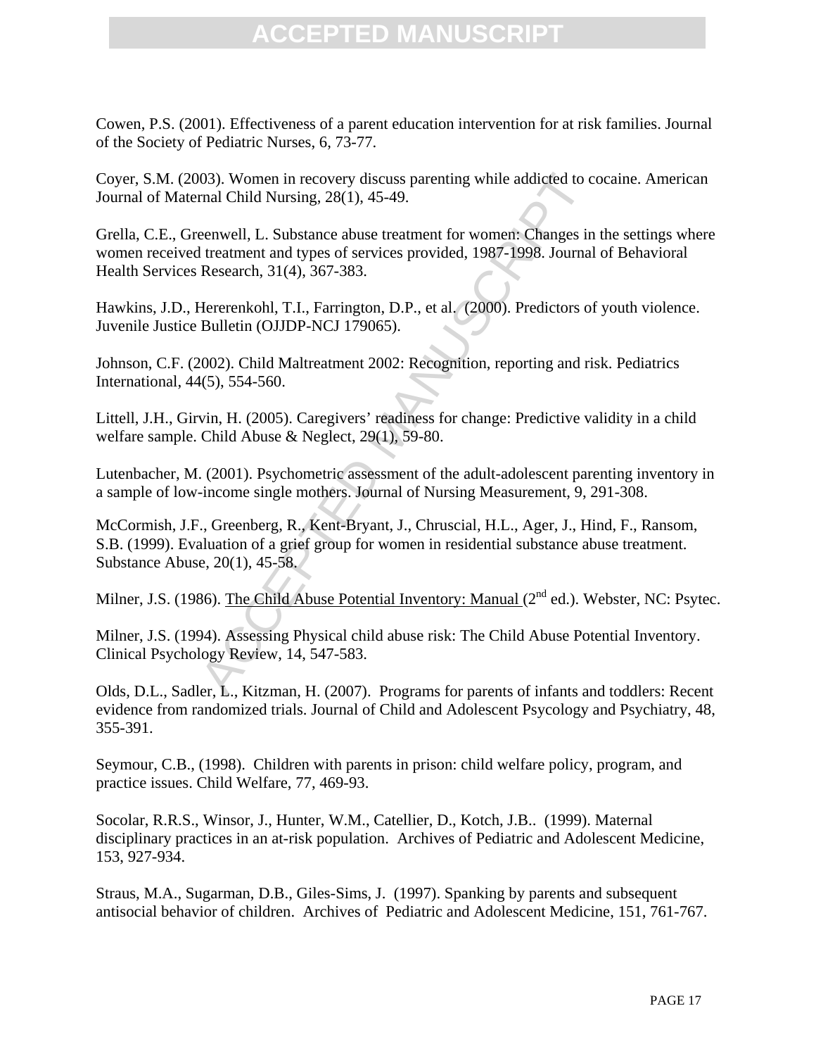Cowen, P.S. (2001). Effectiveness of a parent education intervention for at risk families. Journal of the Society of Pediatric Nurses, 6, 73-77.

Coyer, S.M. (2003). Women in recovery discuss parenting while addicted to cocaine. American Journal of Maternal Child Nursing, 28(1), 45-49.

Grella, C.E., Greenwell, L. Substance abuse treatment for women: Changes in the settings where women received treatment and types of services provided, 1987-1998. Journal of Behavioral Health Services Research, 31(4), 367-383.

Hawkins, J.D., Hererenkohl, T.I., Farrington, D.P., et al. (2000). Predictors of youth violence. Juvenile Justice Bulletin (OJJDP-NCJ 179065).

Johnson, C.F. (2002). Child Maltreatment 2002: Recognition, reporting and risk. Pediatrics International, 44(5), 554-560.

Littell, J.H., Girvin, H. (2005). Caregivers' readiness for change: Predictive validity in a child welfare sample. Child Abuse & Neglect, 29(1), 59-80.

Lutenbacher, M. (2001). Psychometric assessment of the adult-adolescent parenting inventory in a sample of low-income single mothers. Journal of Nursing Measurement, 9, 291-308.

McCormish, J.F., Greenberg, R., Kent-Bryant, J., Chruscial, H.L., Ager, J., Hind, F., Ransom, S.B. (1999). Evaluation of a grief group for women in residential substance abuse treatment. Substance Abuse, 20(1), 45-58.

Milner, J.S. (1986). The Child Abuse Potential Inventory: Manual (2nd ed.). Webster, NC: Psytec.

Milner, J.S. (1994). Assessing Physical child abuse risk: The Child Abuse Potential Inventory. Clinical Psychology Review, 14, 547-583.

Olds, D.L., Sadler, L., Kitzman, H. (2007). Programs for parents of infants and toddlers: Recent evidence from randomized trials. Journal of Child and Adolescent Psycology and Psychiatry, 48, 355-391.

Seymour, C.B., (1998). Children with parents in prison: child welfare policy, program, and practice issues. Child Welfare, 77, 469-93.

Socolar, R.R.S., Winsor, J., Hunter, W.M., Catellier, D., Kotch, J.B.. (1999). Maternal disciplinary practices in an at-risk population. Archives of Pediatric and Adolescent Medicine, 153, 927-934.

Straus, M.A., Sugarman, D.B., Giles-Sims, J. (1997). Spanking by parents and subsequent antisocial behavior of children. Archives of Pediatric and Adolescent Medicine, 151, 761-767.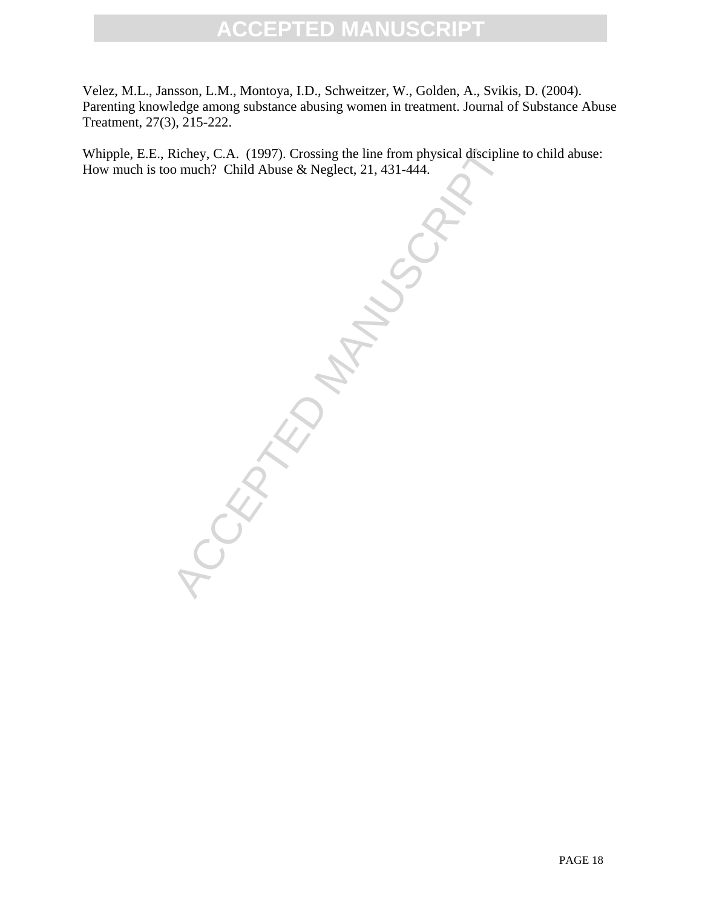Velez, M.L., Jansson, L.M., Montoya, I.D., Schweitzer, W., Golden, A., Svikis, D. (2004). Parenting knowledge among substance abusing women in treatment. Journal of Substance Abuse Treatment, 27(3), 215-222.

Whipple, E.E., Richey, C.A. (1997). Crossing the line from physical discipline to child abuse: How much is too much? Child Abuse & Neglect, 21, 431-444.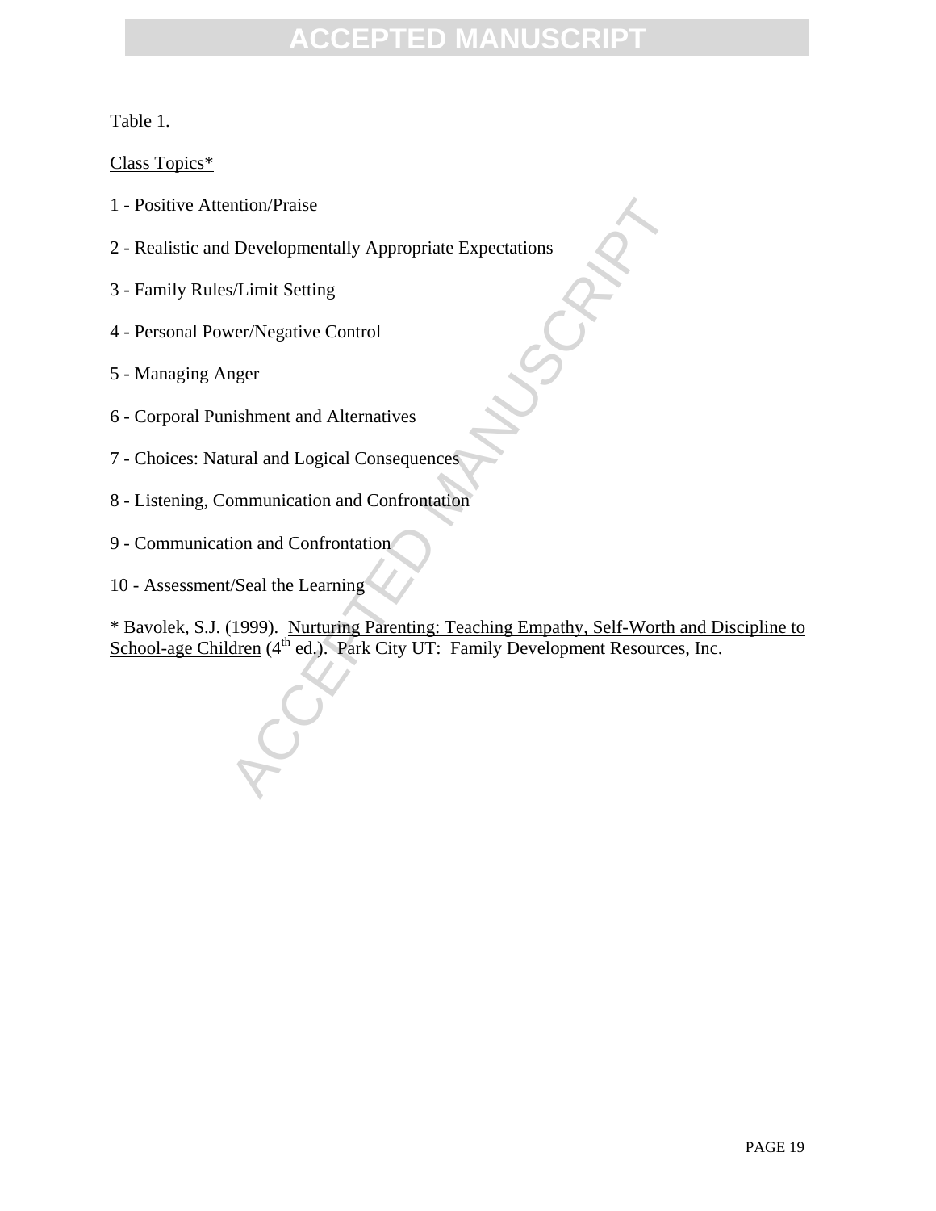Table 1.

Class Topics*

1 - Positive Attention/Praise

2 - Realistic and Developmentally Appropriate Expectations

3 - Family Rules/Limit Setting

4 - Personal Power/Negative Control

5 - Managing Anger

6 - Corporal Punishment and Alternatives

7 - Choices: Natural and Logical Consequences

8 - Listening, Communication and Confrontation

9 - Communication and Confrontation

10 - Assessment/Seal the Learning

* Bavolek, S.J. (1999). Nurturing Parenting: Teaching Empathy, Self-Worth and Discipline to School-age Children (4th ed.). Park City UT: Family Development Resources, Inc.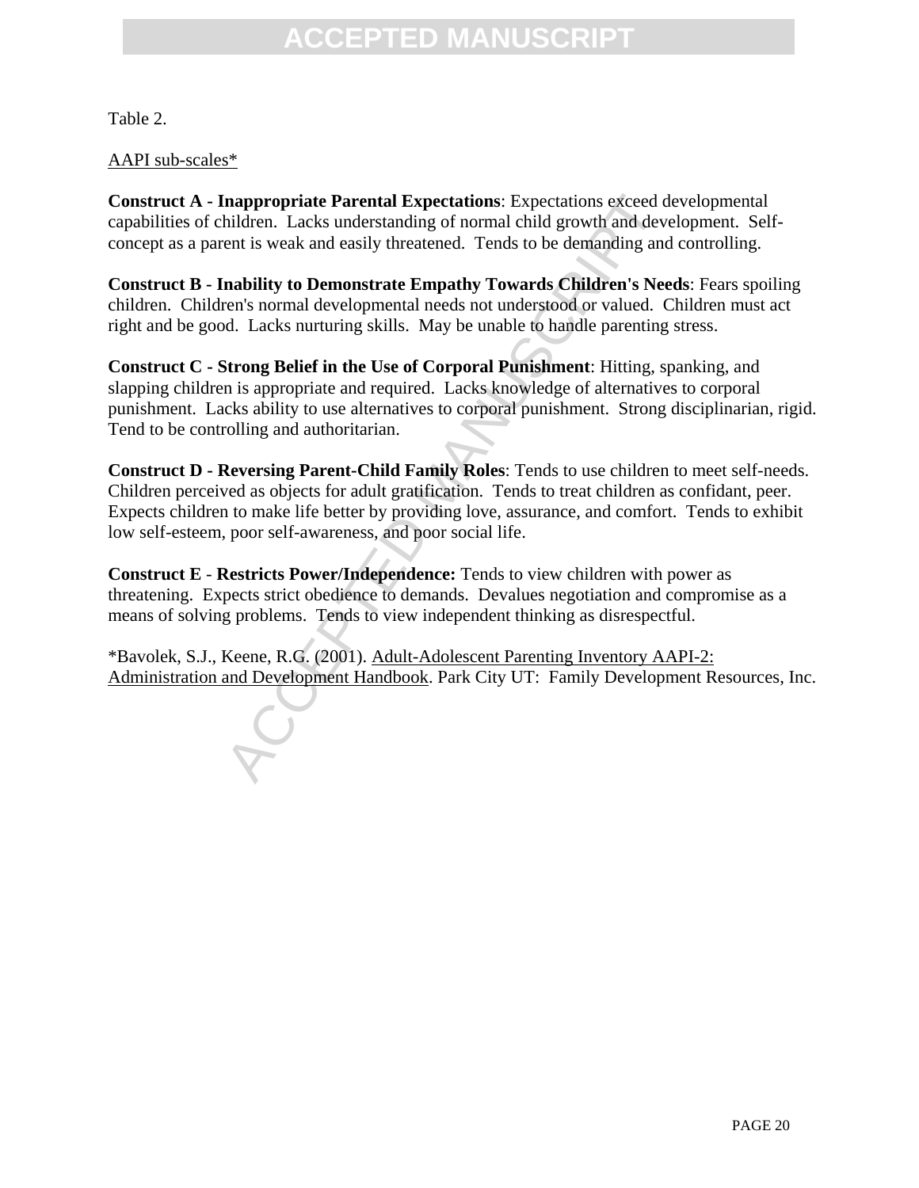Table 2.

AAPI sub-scales*

**Construct A - Inappropriate Parental Expectations**: Expectations exceed developmental capabilities of children. Lacks understanding of normal child growth and development. Self-concept as a parent is weak and easily threatened. Tends to be demanding and controlling.

**Construct B - Inability to Demonstrate Empathy Towards Children's Needs**: Fears spoiling children. Children's normal developmental needs not understood or valued. Children must act right and be good. Lacks nurturing skills. May be unable to handle parenting stress.

**Construct C - Strong Belief in the Use of Corporal Punishment**: Hitting, spanking, and slapping children is appropriate and required. Lacks knowledge of alternatives to corporal punishment. Lacks ability to use alternatives to corporal punishment. Strong disciplinarian, rigid. Tend to be controlling and authoritarian.

**Construct D - Reversing Parent-Child Family Roles**: Tends to use children to meet self-needs. Children perceived as objects for adult gratification. Tends to treat children as confidant, peer. Expects children to make life better by providing love, assurance, and comfort. Tends to exhibit low self-esteem, poor self-awareness, and poor social life.

**Construct E** - **Restricts Power/Independence:** Tends to view children with power as threatening. Expects strict obedience to demands. Devalues negotiation and compromise as a means of solving problems. Tends to view independent thinking as disrespectful.

*Bavolek, S.J., Keene, R.G. (2001). Adult-Adolescent Parenting Inventory AAPI-2: Administration and Development Handbook. Park City UT: Family Development Resources, Inc.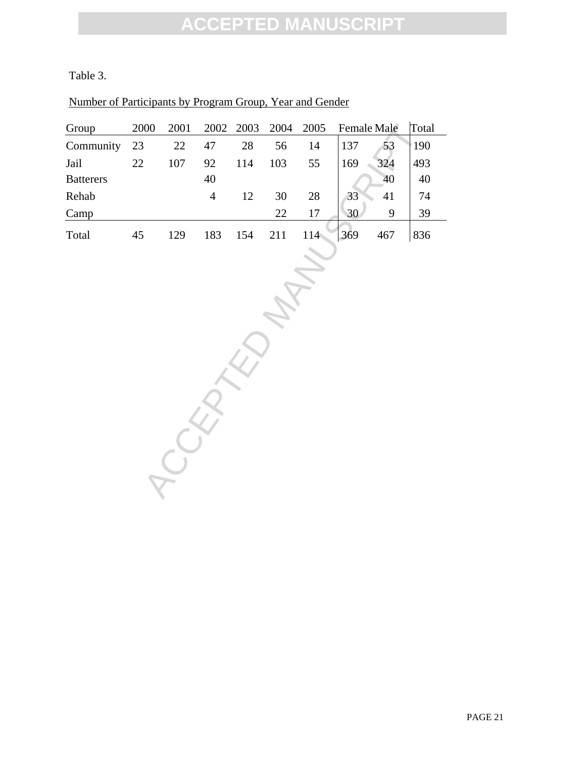Table 3.

Number of Participants by Program Group, Year and Gender

| Group | 2000 | 2001 | 2002 | 2003 | 2004 | 2005 | Female | Male | Total |
|---|---|---|---|---|---|---|---|---|---|
| Community | 23 | 22 | 47 | 28 | 56 | 14 | 137 | 53 | 190 |
| Jail | 22 | 107 | 92 | 114 | 103 | 55 | 169 | 324 | 493 |
| Batterers | | | 40 | | | | | 40 | 40 |
| Rehab | | | 4 | 12 | 30 | 28 | 33 | 41 | 74 |
| Camp | | | | | 22 | 17 | 30 | 9 | 39 |
| Total | 45 | 129 | 183 | 154 | 211 | 114 | 369 | 467 | 836 |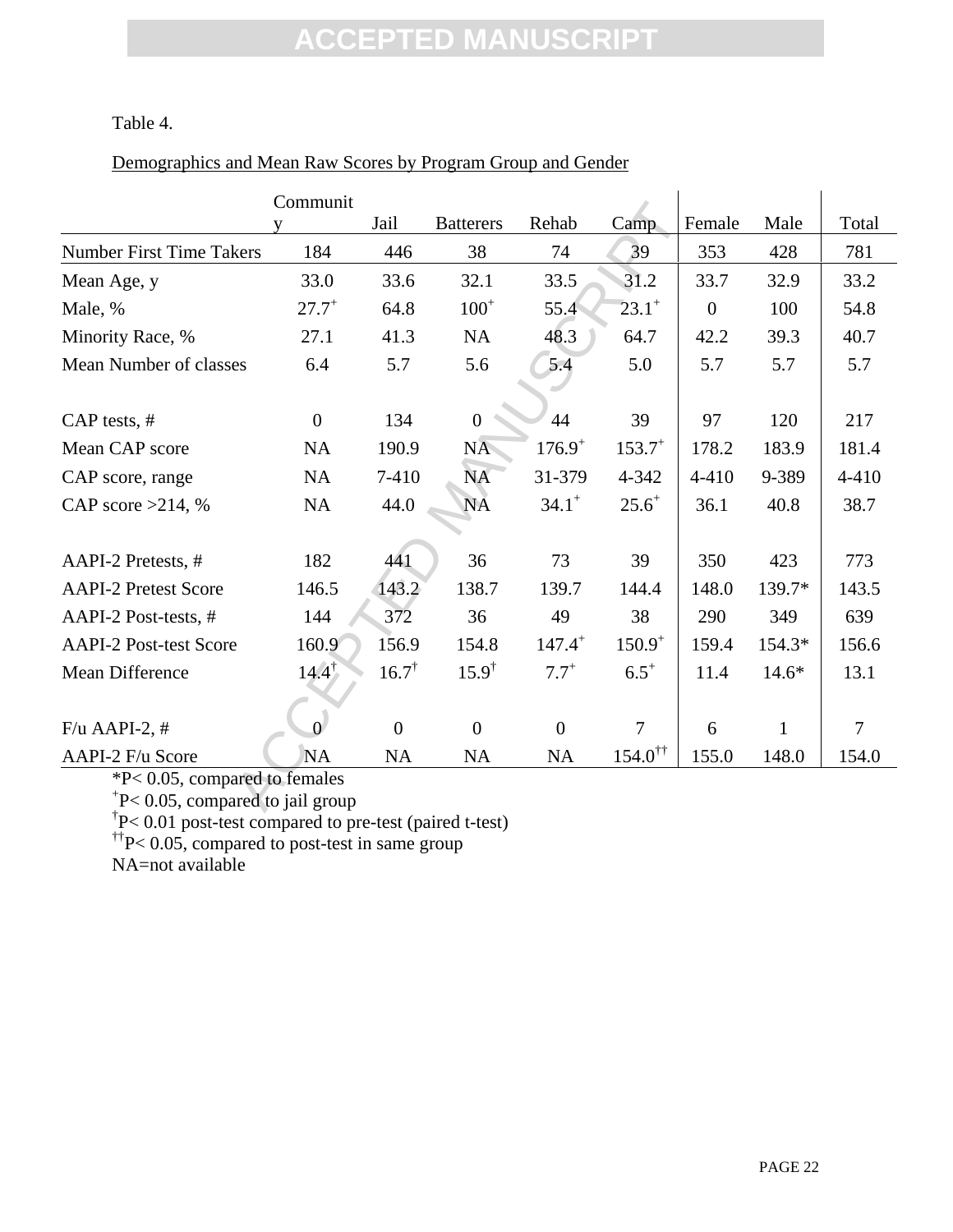Table 4.

Demographics and Mean Raw Scores by Program Group and Gender

| | Community | Jail | Batterers | Rehab | Camp | Female | Male | Total |
|---|---|---|---|---|---|---|---|---|
| Number First Time Takers | 184 | 446 | 38 | 74 | 39 | 353 | 428 | 781 |
| Mean Age, y | 33.0 | 33.6 | 32.1 | 33.5 | 31.2 | 33.7 | 32.9 | 33.2 |
| Male, % | 27.7$^{+}$ | 64.8 | 100$^{+}$ | 55.4 | 23.1$^{+}$ | 0 | 100 | 54.8 |
| Minority Race, % | 27.1 | 41.3 | NA | 48.3 | 64.7 | 42.2 | 39.3 | 40.7 |
| Mean Number of classes | 6.4 | 5.7 | 5.6 | 5.4 | 5.0 | 5.7 | 5.7 | 5.7 |
| | | | | | | | | |
| CAP tests, # | 0 | 134 | 0 | 44 | 39 | 97 | 120 | 217 |
| Mean CAP score | NA | 190.9 | NA | 176.9$^{+}$ | 153.7$^{+}$ | 178.2 | 183.9 | 181.4 |
| CAP score, range | NA | 7-410 | NA | 31-379 | 4-342 | 4-410 | 9-389 | 4-410 |
| CAP score >214, % | NA | 44.0 | NA | 34.1$^{+}$ | 25.6$^{+}$ | 36.1 | 40.8 | 38.7 |
| | | | | | | | | |
| AAPI-2 Pretests, # | 182 | 441 | 36 | 73 | 39 | 350 | 423 | 773 |
| AAPI-2 Pretest Score | 146.5 | 143.2 | 138.7 | 139.7 | 144.4 | 148.0 | 139.7* | 143.5 |
| AAPI-2 Post-tests, # | 144 | 372 | 36 | 49 | 38 | 290 | 349 | 639 |
| AAPI-2 Post-test Score | 160.9 | 156.9 | 154.8 | 147.4$^{+}$ | 150.9$^{+}$ | 159.4 | 154.3* | 156.6 |
| Mean Difference | 14.4$^{\dagger}$ | 16.7$^{\dagger}$ | 15.9$^{\dagger}$ | 7.7$^{+}$ | 6.5$^{+}$ | 11.4 | 14.6* | 13.1 |
| | | | | | | | | |
| F/u AAPI-2, # | 0 | 0 | 0 | 0 | 7 | 6 | 1 | 7 |
| AAPI-2 F/u Score | NA | NA | NA | NA | 154.0$^{\dagger\dagger}$ | 155.0 | 148.0 | 154.0 |

*P< 0.05, compared to females

$^{+}$P< 0.05, compared to jail group

$^{\dagger}$P< 0.01 post-test compared to pre-test (paired t-test)

$^{\dagger\dagger}$P< 0.05, compared to post-test in same group

NA=not available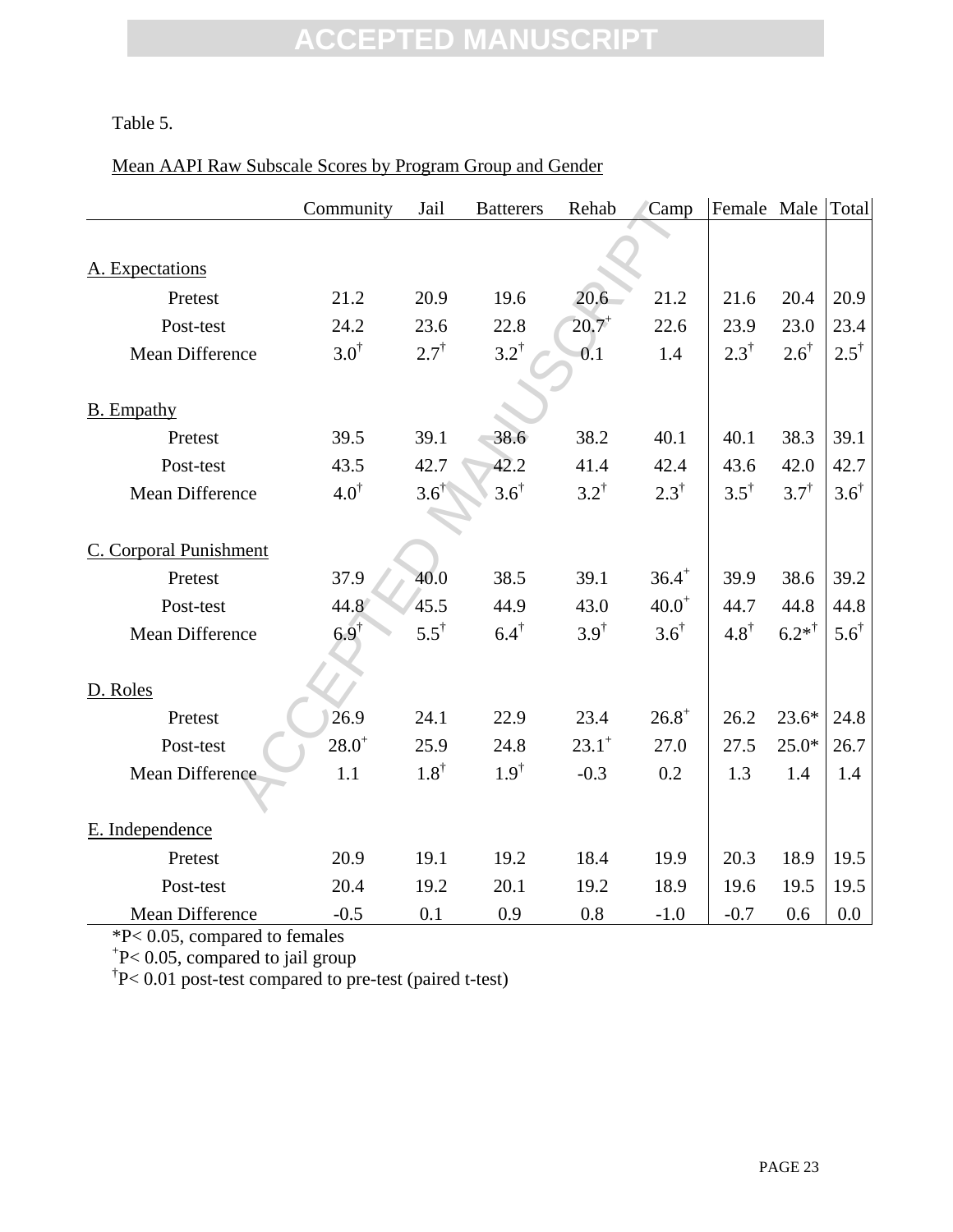Table 5.

Mean AAPI Raw Subscale Scores by Program Group and Gender

| | Community | Jail | Batterers | Rehab | Camp | Female | Male | Total |
|---|---|---|---|---|---|---|---|---|
| A. Expectations | | | | | | | | |
| Pretest | 21.2 | 20.9 | 19.6 | 20.6 | 21.2 | 21.6 | 20.4 | 20.9 |
| Post-test | 24.2 | 23.6 | 22.8 | 20.7$^{+}$ | 22.6 | 23.9 | 23.0 | 23.4 |
| Mean Difference | 3.0$^{\dagger}$ | 2.7$^{\dagger}$ | 3.2$^{\dagger}$ | 0.1 | 1.4 | 2.3$^{\dagger}$ | 2.6$^{\dagger}$ | 2.5$^{\dagger}$ |
| B. Empathy | | | | | | | | |
| Pretest | 39.5 | 39.1 | 38.6 | 38.2 | 40.1 | 40.1 | 38.3 | 39.1 |
| Post-test | 43.5 | 42.7 | 42.2 | 41.4 | 42.4 | 43.6 | 42.0 | 42.7 |
| Mean Difference | 4.0$^{\dagger}$ | 3.6$^{\dagger}$ | 3.6$^{\dagger}$ | 3.2$^{\dagger}$ | 2.3$^{\dagger}$ | 3.5$^{\dagger}$ | 3.7$^{\dagger}$ | 3.6$^{\dagger}$ |
| C. Corporal Punishment | | | | | | | | |
| Pretest | 37.9 | 40.0 | 38.5 | 39.1 | 36.4$^{+}$ | 39.9 | 38.6 | 39.2 |
| Post-test | 44.8 | 45.5 | 44.9 | 43.0 | 40.0$^{+}$ | 44.7 | 44.8 | 44.8 |
| Mean Difference | 6.9$^{\dagger}$ | 5.5$^{\dagger}$ | 6.4$^{\dagger}$ | 3.9$^{\dagger}$ | 3.6$^{\dagger}$ | 4.8$^{\dagger}$ | 6.2*$^{\dagger}$ | 5.6$^{\dagger}$ |
| D. Roles | | | | | | | | |
| Pretest | 26.9 | 24.1 | 22.9 | 23.4 | 26.8$^{+}$ | 26.2 | 23.6* | 24.8 |
| Post-test | 28.0$^{+}$ | 25.9 | 24.8 | 23.1$^{+}$ | 27.0 | 27.5 | 25.0* | 26.7 |
| Mean Difference | 1.1 | 1.8$^{\dagger}$ | 1.9$^{\dagger}$ | -0.3 | 0.2 | 1.3 | 1.4 | 1.4 |
| E. Independence | | | | | | | | |
| Pretest | 20.9 | 19.1 | 19.2 | 18.4 | 19.9 | 20.3 | 18.9 | 19.5 |
| Post-test | 20.4 | 19.2 | 20.1 | 19.2 | 18.9 | 19.6 | 19.5 | 19.5 |
| Mean Difference | -0.5 | 0.1 | 0.9 | 0.8 | -1.0 | -0.7 | 0.6 | 0.0 |

*P< 0.05, compared to females

$^{+}$P< 0.05, compared to jail group

$^{\dagger}$P< 0.01 post-test compared to pre-test (paired t-test)